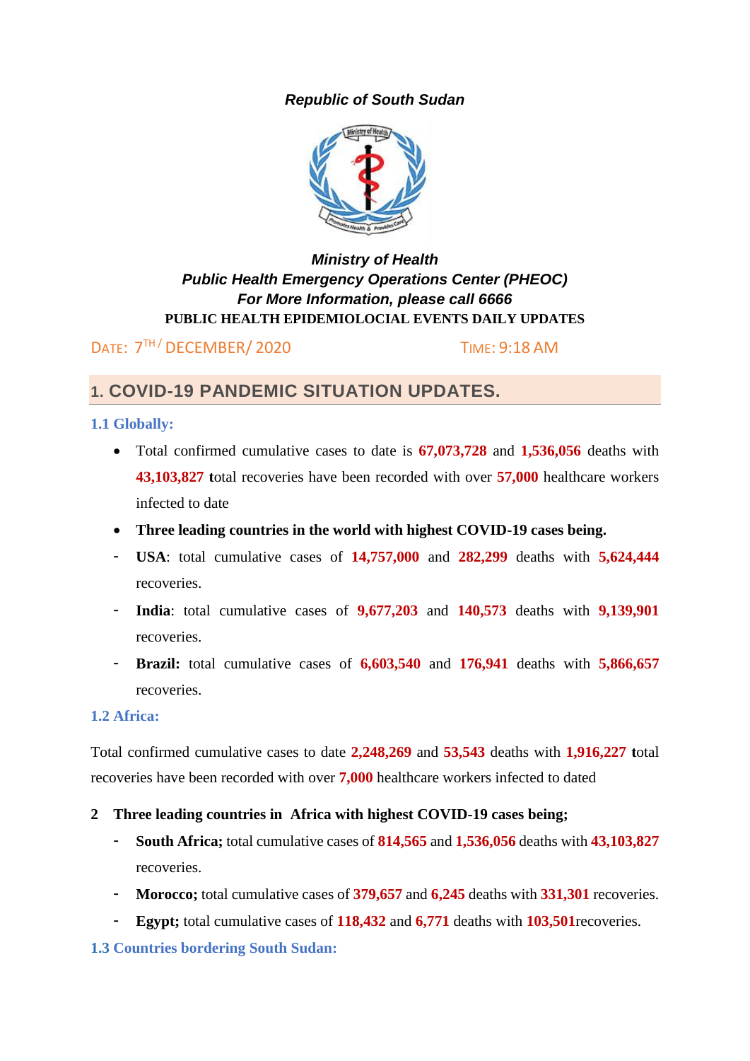*Republic of South Sudan*

***Ministry of Health***
***Public Health Emergency Operations Center (PHEOC)***
***For More Information, please call 6666***
**PUBLIC HEALTH EPIDEMIOLOCIAL EVENTS DAILY UPDATES**

DATE: 7TH/ DECEMBER/ 2020 TIME: 9:18 AM

## 1. COVID-19 PANDEMIC SITUATION UPDATES.

### 1.1 Globally:

- Total confirmed cumulative cases to date is **67,073,728** and **1,536,056** deaths with **43,103,827** **t**otal recoveries have been recorded with over **57,000** healthcare workers infected to date
- **Three leading countries in the world with highest COVID-19 cases being.**
- **USA**: total cumulative cases of **14,757,000** and **282,299** deaths with **5,624,444** recoveries.
- **India**: total cumulative cases of **9,677,203** and **140,573** deaths with **9,139,901** recoveries.
- **Brazil:** total cumulative cases of **6,603,540** and **176,941** deaths with **5,866,657** recoveries.

### 1.2 Africa:

Total confirmed cumulative cases to date **2,248,269** and **53,543** deaths with **1,916,227** **t**otal recoveries have been recorded with over **7,000** healthcare workers infected to dated

**2 Three leading countries in Africa with highest COVID-19 cases being;**

- **South Africa;** total cumulative cases of **814,565** and **1,536,056** deaths with **43,103,827** recoveries.
- **Morocco;** total cumulative cases of **379,657** and **6,245** deaths with **331,301** recoveries.
- **Egypt;** total cumulative cases of **118,432** and **6,771** deaths with **103,501**recoveries.

### 1.3 Countries bordering South Sudan: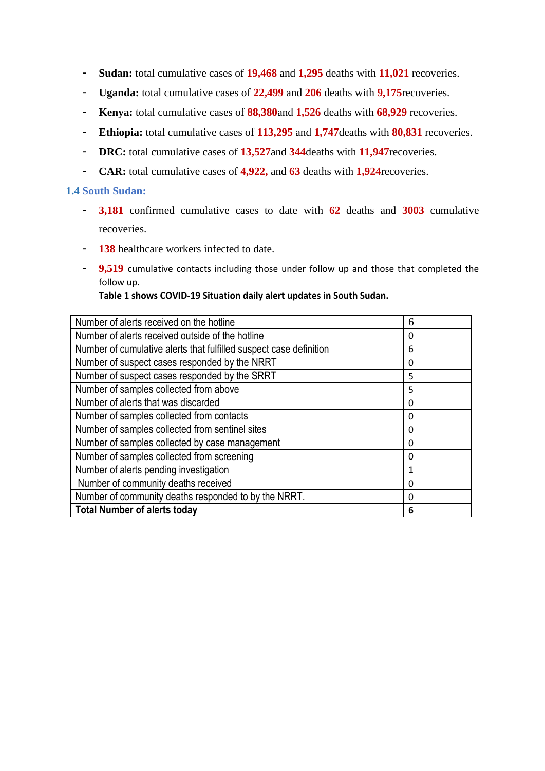- **Sudan:** total cumulative cases of **19,468** and **1,295** deaths with **11,021** recoveries.
- **Uganda:** total cumulative cases of **22,499** and **206** deaths with **9,175**recoveries.
- **Kenya:** total cumulative cases of **88,380**and **1,526** deaths with **68,929** recoveries.
- **Ethiopia:** total cumulative cases of **113,295** and **1,747**deaths with **80,831** recoveries.
- **DRC:** total cumulative cases of **13,527**and **344**deaths with **11,947**recoveries.
- **CAR:** total cumulative cases of **4,922,** and **63** deaths with **1,924**recoveries.

### 1.4 South Sudan:

- **3,181** confirmed cumulative cases to date with **62** deaths and **3003** cumulative recoveries.
- **138** healthcare workers infected to date.
- **9,519** cumulative contacts including those under follow up and those that completed the follow up.

**Table 1 shows COVID-19 Situation daily alert updates in South Sudan.**

| Indicator | Number |
|---|---|
| Number of alerts received on the hotline | 6 |
| Number of alerts received outside of the hotline | 0 |
| Number of cumulative alerts that fulfilled suspect case definition | 6 |
| Number of suspect cases responded by the NRRT | 0 |
| Number of suspect cases responded by the SRRT | 5 |
| Number of samples collected from above | 5 |
| Number of alerts that was discarded | 0 |
| Number of samples collected from contacts | 0 |
| Number of samples collected from sentinel sites | 0 |
| Number of samples collected by case management | 0 |
| Number of samples collected from screening | 0 |
| Number of alerts pending investigation | 1 |
| Number of community deaths received | 0 |
| Number of community deaths responded to by the NRRT. | 0 |
| **Total Number of alerts today** | **6** |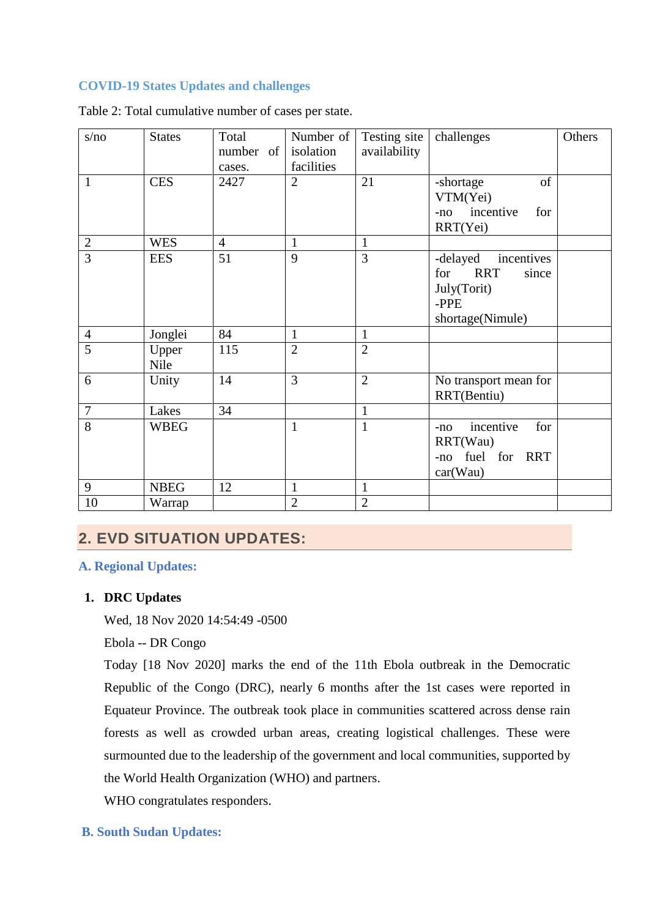### COVID-19 States Updates and challenges

Table 2: Total cumulative number of cases per state.

| s/no | States | Total number of cases. | Number of isolation facilities | Testing site availability | challenges | Others |
|---|---|---|---|---|---|---|
| 1 | CES | 2427 | 2 | 21 | -shortage of VTM(Yei)<br>-no incentive for RRT(Yei) | |
| 2 | WES | 4 | 1 | 1 | | |
| 3 | EES | 51 | 9 | 3 | -delayed incentives for RRT since July(Torit)<br>-PPE shortage(Nimule) | |
| 4 | Jonglei | 84 | 1 | 1 | | |
| 5 | Upper Nile | 115 | 2 | 2 | | |
| 6 | Unity | 14 | 3 | 2 | No transport mean for RRT(Bentiu) | |
| 7 | Lakes | 34 | | 1 | | |
| 8 | WBEG | | 1 | 1 | -no incentive for RRT(Wau)<br>-no fuel for RRT car(Wau) | |
| 9 | NBEG | 12 | 1 | 1 | | |
| 10 | Warrap | | 2 | 2 | | |

## 2. EVD SITUATION UPDATES:

### A. Regional Updates:

1. **DRC Updates**

   Wed, 18 Nov 2020 14:54:49 -0500

   Ebola -- DR Congo

   Today [18 Nov 2020] marks the end of the 11th Ebola outbreak in the Democratic Republic of the Congo (DRC), nearly 6 months after the 1st cases were reported in Equateur Province. The outbreak took place in communities scattered across dense rain forests as well as crowded urban areas, creating logistical challenges. These were surmounted due to the leadership of the government and local communities, supported by the World Health Organization (WHO) and partners.

   WHO congratulates responders.

### B. South Sudan Updates: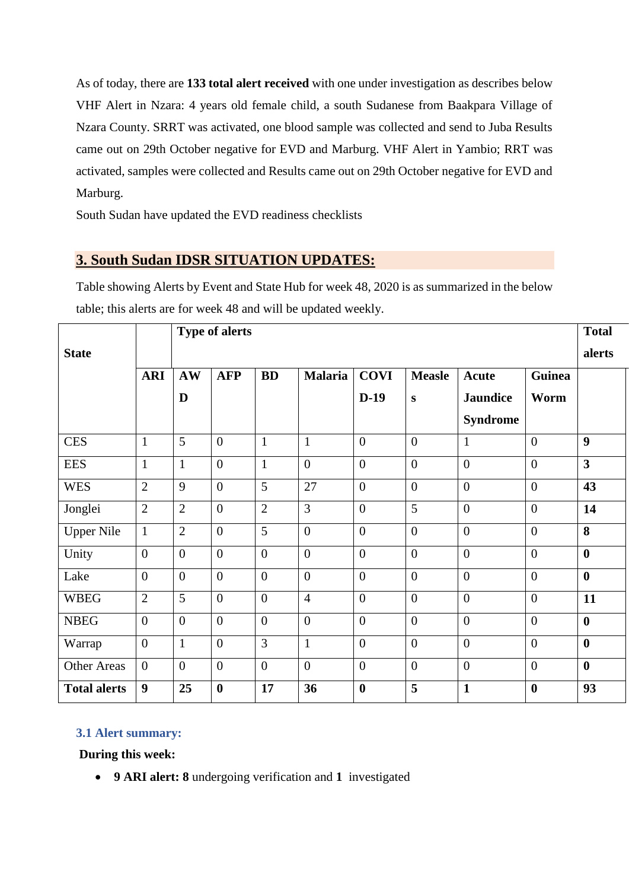As of today, there are **133 total alert received** with one under investigation as describes below VHF Alert in Nzara: 4 years old female child, a south Sudanese from Baakpara Village of Nzara County. SRRT was activated, one blood sample was collected and send to Juba Results came out on 29th October negative for EVD and Marburg. VHF Alert in Yambio; RRT was activated, samples were collected and Results came out on 29th October negative for EVD and Marburg.

South Sudan have updated the EVD readiness checklists

## 3. South Sudan IDSR SITUATION UPDATES:

Table showing Alerts by Event and State Hub for week 48, 2020 is as summarized in the below table; this alerts are for week 48 and will be updated weekly.

| State | | Type of alerts | | | | | | | | Total alerts |
|---|---|---|---|---|---|---|---|---|---|---|
| | **ARI** | **AWD** | **AFP** | **BD** | **Malaria** | **COVID-19** | **Measles** | **Acute Jaundice Syndrome** | **Guinea Worm** | |
| CES | 1 | 5 | 0 | 1 | 1 | 0 | 0 | 1 | 0 | **9** |
| EES | 1 | 1 | 0 | 1 | 0 | 0 | 0 | 0 | 0 | **3** |
| WES | 2 | 9 | 0 | 5 | 27 | 0 | 0 | 0 | 0 | **43** |
| Jonglei | 2 | 2 | 0 | 2 | 3 | 0 | 5 | 0 | 0 | **14** |
| Upper Nile | 1 | 2 | 0 | 5 | 0 | 0 | 0 | 0 | 0 | **8** |
| Unity | 0 | 0 | 0 | 0 | 0 | 0 | 0 | 0 | 0 | **0** |
| Lake | 0 | 0 | 0 | 0 | 0 | 0 | 0 | 0 | 0 | **0** |
| WBEG | 2 | 5 | 0 | 0 | 4 | 0 | 0 | 0 | 0 | **11** |
| NBEG | 0 | 0 | 0 | 0 | 0 | 0 | 0 | 0 | 0 | **0** |
| Warrap | 0 | 1 | 0 | 3 | 1 | 0 | 0 | 0 | 0 | **0** |
| Other Areas | 0 | 0 | 0 | 0 | 0 | 0 | 0 | 0 | 0 | **0** |
| **Total alerts** | **9** | **25** | **0** | **17** | **36** | **0** | **5** | **1** | **0** | **93** |

### 3.1 Alert summary:

**During this week:**

- **9 ARI alert: 8** undergoing verification and **1** investigated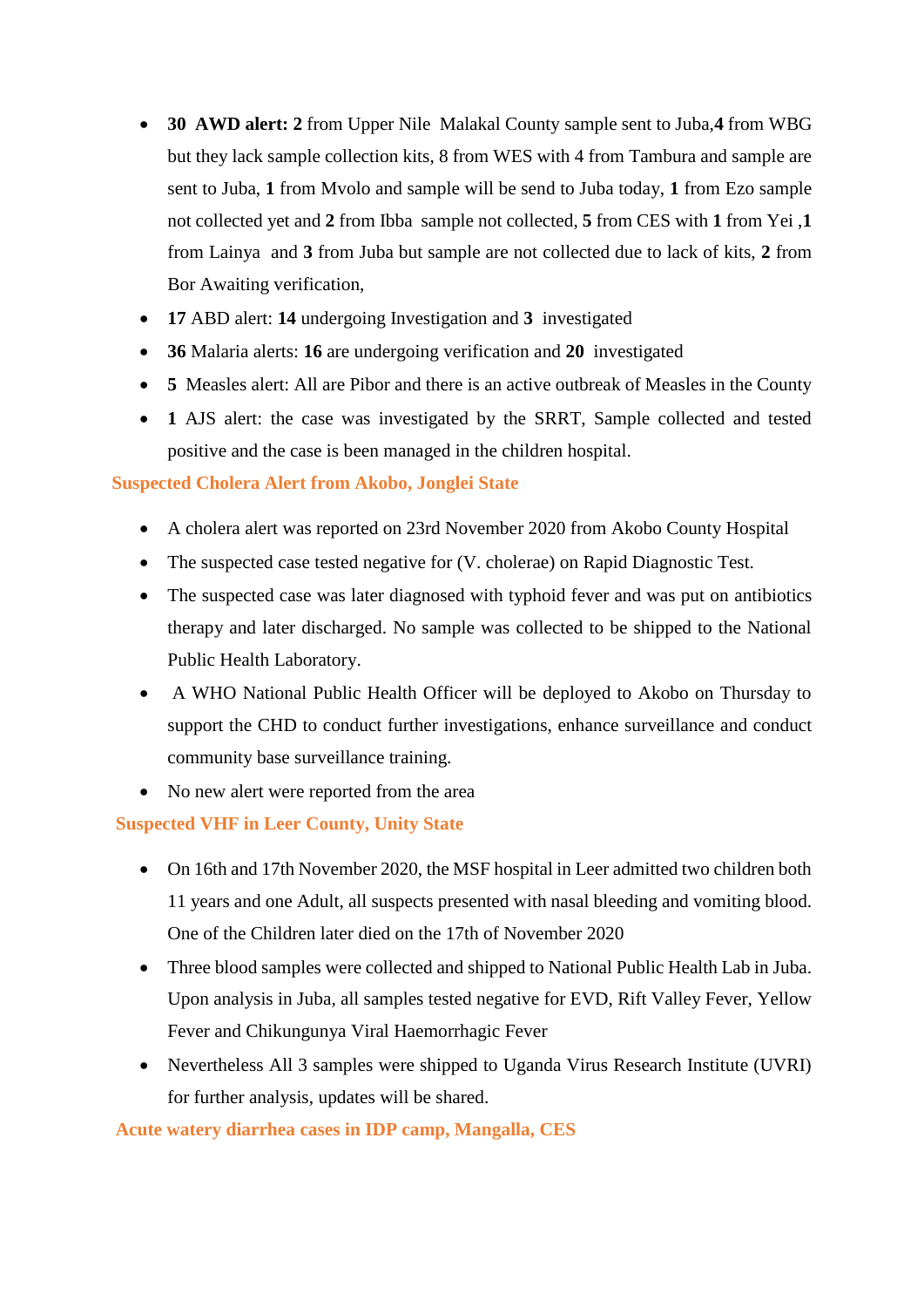- **30 AWD alert: 2** from Upper Nile Malakal County sample sent to Juba,**4** from WBG but they lack sample collection kits, 8 from WES with 4 from Tambura and sample are sent to Juba, **1** from Mvolo and sample will be send to Juba today, **1** from Ezo sample not collected yet and **2** from Ibba sample not collected, **5** from CES with **1** from Yei ,**1** from Lainya and **3** from Juba but sample are not collected due to lack of kits, **2** from Bor Awaiting verification,
- **17** ABD alert: **14** undergoing Investigation and **3** investigated
- **36** Malaria alerts: **16** are undergoing verification and **20** investigated
- **5** Measles alert: All are Pibor and there is an active outbreak of Measles in the County
- **1** AJS alert: the case was investigated by the SRRT, Sample collected and tested positive and the case is been managed in the children hospital.

### Suspected Cholera Alert from Akobo, Jonglei State

- A cholera alert was reported on 23rd November 2020 from Akobo County Hospital
- The suspected case tested negative for (V. cholerae) on Rapid Diagnostic Test.
- The suspected case was later diagnosed with typhoid fever and was put on antibiotics therapy and later discharged. No sample was collected to be shipped to the National Public Health Laboratory.
- A WHO National Public Health Officer will be deployed to Akobo on Thursday to support the CHD to conduct further investigations, enhance surveillance and conduct community base surveillance training.
- No new alert were reported from the area

### Suspected VHF in Leer County, Unity State

- On 16th and 17th November 2020, the MSF hospital in Leer admitted two children both 11 years and one Adult, all suspects presented with nasal bleeding and vomiting blood. One of the Children later died on the 17th of November 2020
- Three blood samples were collected and shipped to National Public Health Lab in Juba. Upon analysis in Juba, all samples tested negative for EVD, Rift Valley Fever, Yellow Fever and Chikungunya Viral Haemorrhagic Fever
- Nevertheless All 3 samples were shipped to Uganda Virus Research Institute (UVRI) for further analysis, updates will be shared.

### Acute watery diarrhea cases in IDP camp, Mangalla, CES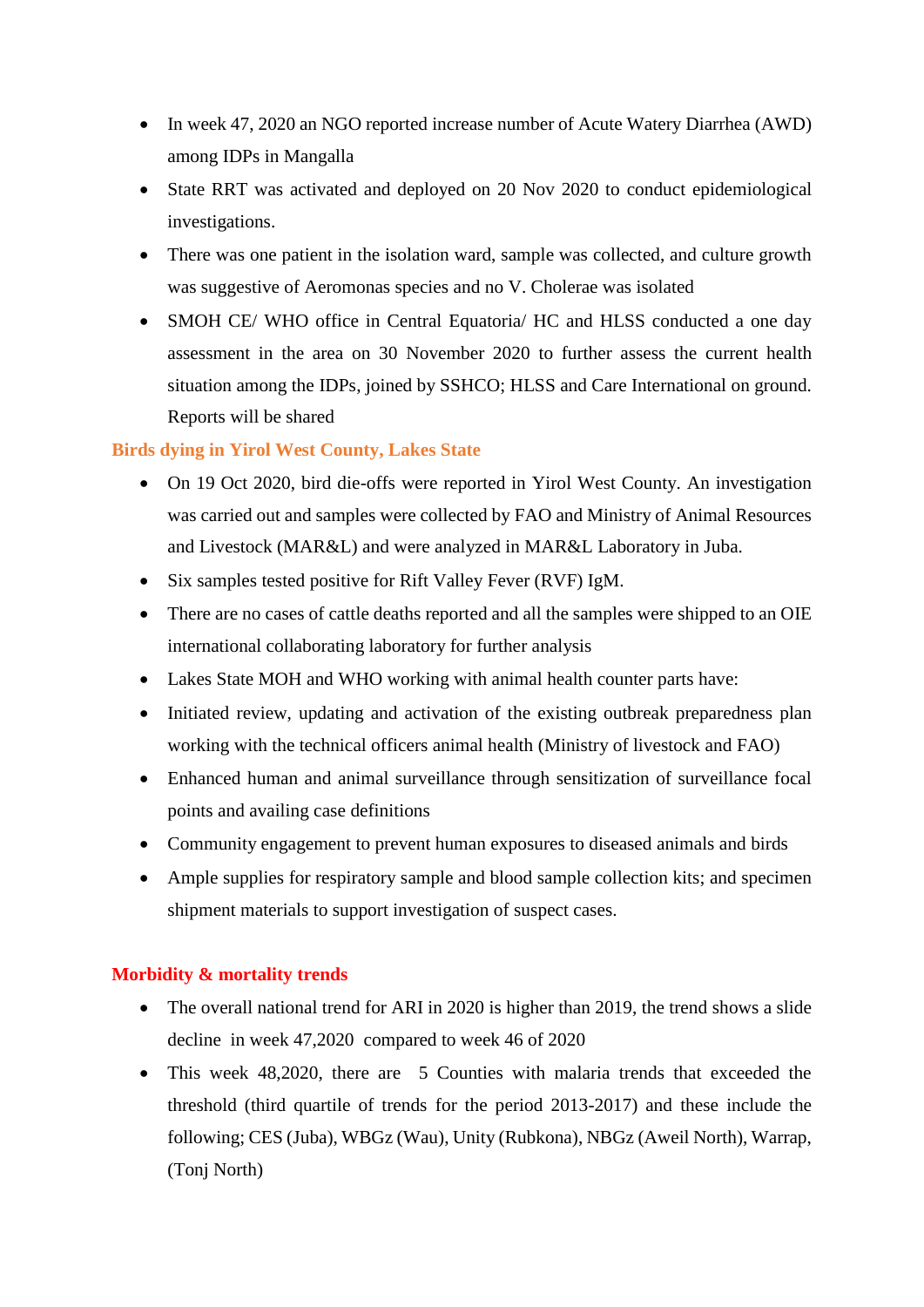- In week 47, 2020 an NGO reported increase number of Acute Watery Diarrhea (AWD) among IDPs in Mangalla
- State RRT was activated and deployed on 20 Nov 2020 to conduct epidemiological investigations.
- There was one patient in the isolation ward, sample was collected, and culture growth was suggestive of Aeromonas species and no V. Cholerae was isolated
- SMOH CE/ WHO office in Central Equatoria/ HC and HLSS conducted a one day assessment in the area on 30 November 2020 to further assess the current health situation among the IDPs, joined by SSHCO; HLSS and Care International on ground. Reports will be shared

### Birds dying in Yirol West County, Lakes State

- On 19 Oct 2020, bird die-offs were reported in Yirol West County. An investigation was carried out and samples were collected by FAO and Ministry of Animal Resources and Livestock (MAR&L) and were analyzed in MAR&L Laboratory in Juba.
- Six samples tested positive for Rift Valley Fever (RVF) IgM.
- There are no cases of cattle deaths reported and all the samples were shipped to an OIE international collaborating laboratory for further analysis
- Lakes State MOH and WHO working with animal health counter parts have:
- Initiated review, updating and activation of the existing outbreak preparedness plan working with the technical officers animal health (Ministry of livestock and FAO)
- Enhanced human and animal surveillance through sensitization of surveillance focal points and availing case definitions
- Community engagement to prevent human exposures to diseased animals and birds
- Ample supplies for respiratory sample and blood sample collection kits; and specimen shipment materials to support investigation of suspect cases.

### Morbidity & mortality trends

- The overall national trend for ARI in 2020 is higher than 2019, the trend shows a slide decline in week 47,2020 compared to week 46 of 2020
- This week 48,2020, there are 5 Counties with malaria trends that exceeded the threshold (third quartile of trends for the period 2013-2017) and these include the following; CES (Juba), WBGz (Wau), Unity (Rubkona), NBGz (Aweil North), Warrap, (Tonj North)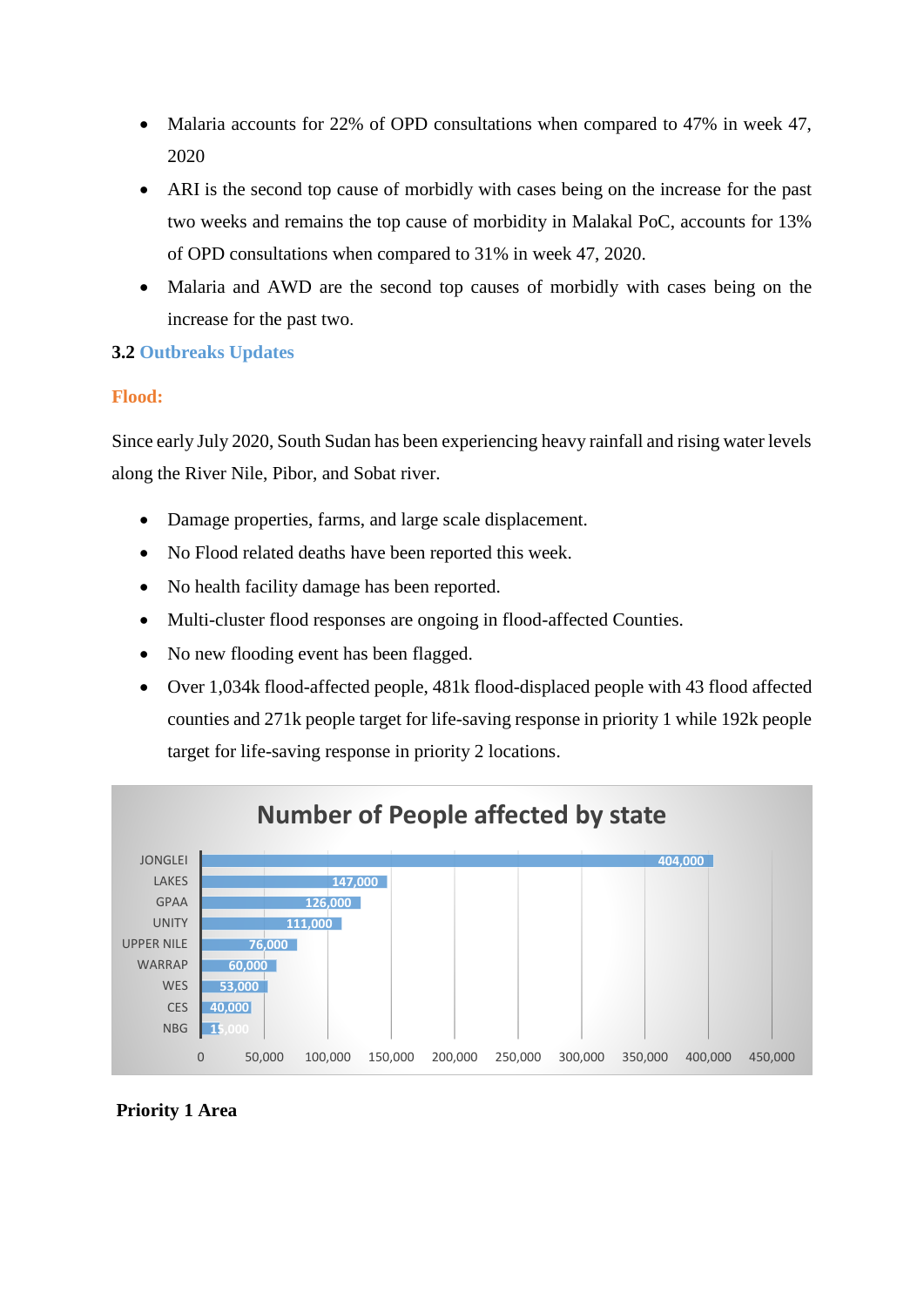- Malaria accounts for 22% of OPD consultations when compared to 47% in week 47, 2020
- ARI is the second top cause of morbidly with cases being on the increase for the past two weeks and remains the top cause of morbidity in Malakal PoC, accounts for 13% of OPD consultations when compared to 31% in week 47, 2020.
- Malaria and AWD are the second top causes of morbidly with cases being on the increase for the past two.

### 3.2 Outbreaks Updates

**Flood:**

Since early July 2020, South Sudan has been experiencing heavy rainfall and rising water levels along the River Nile, Pibor, and Sobat river.

- Damage properties, farms, and large scale displacement.
- No Flood related deaths have been reported this week.
- No health facility damage has been reported.
- Multi-cluster flood responses are ongoing in flood-affected Counties.
- No new flooding event has been flagged.
- Over 1,034k flood-affected people, 481k flood-displaced people with 43 flood affected counties and 271k people target for life-saving response in priority 1 while 192k people target for life-saving response in priority 2 locations.

**Number of People affected by state**

| State | Number of People affected |
| --- | --- |
| JONGLEI | 404,000 |
| LAKES | 147,000 |
| GPAA | 126,000 |
| UNITY | 111,000 |
| UPPER NILE | 76,000 |
| WARRAP | 60,000 |
| WES | 53,000 |
| CES | 40,000 |
| NBG | 15,000 |

**Priority 1 Area**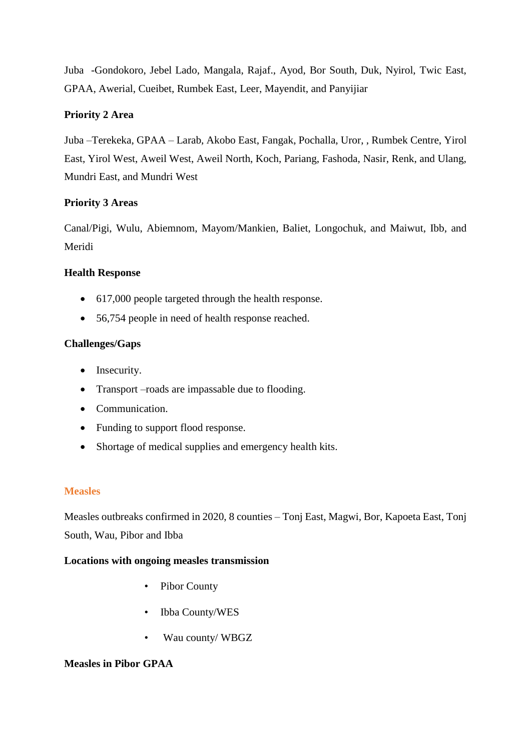Juba -Gondokoro, Jebel Lado, Mangala, Rajaf., Ayod, Bor South, Duk, Nyirol, Twic East, GPAA, Awerial, Cueibet, Rumbek East, Leer, Mayendit, and Panyijiar

**Priority 2 Area**

Juba –Terekeka, GPAA – Larab, Akobo East, Fangak, Pochalla, Uror, , Rumbek Centre, Yirol East, Yirol West, Aweil West, Aweil North, Koch, Pariang, Fashoda, Nasir, Renk, and Ulang, Mundri East, and Mundri West

**Priority 3 Areas**

Canal/Pigi, Wulu, Abiemnom, Mayom/Mankien, Baliet, Longochuk, and Maiwut, Ibb, and Meridi

**Health Response**

- 617,000 people targeted through the health response.
- 56,754 people in need of health response reached.

**Challenges/Gaps**

- Insecurity.
- Transport –roads are impassable due to flooding.
- Communication.
- Funding to support flood response.
- Shortage of medical supplies and emergency health kits.

## Measles

Measles outbreaks confirmed in 2020, 8 counties – Tonj East, Magwi, Bor, Kapoeta East, Tonj South, Wau, Pibor and Ibba

**Locations with ongoing measles transmission**

- Pibor County
- Ibba County/WES
- Wau county/ WBGZ

**Measles in Pibor GPAA**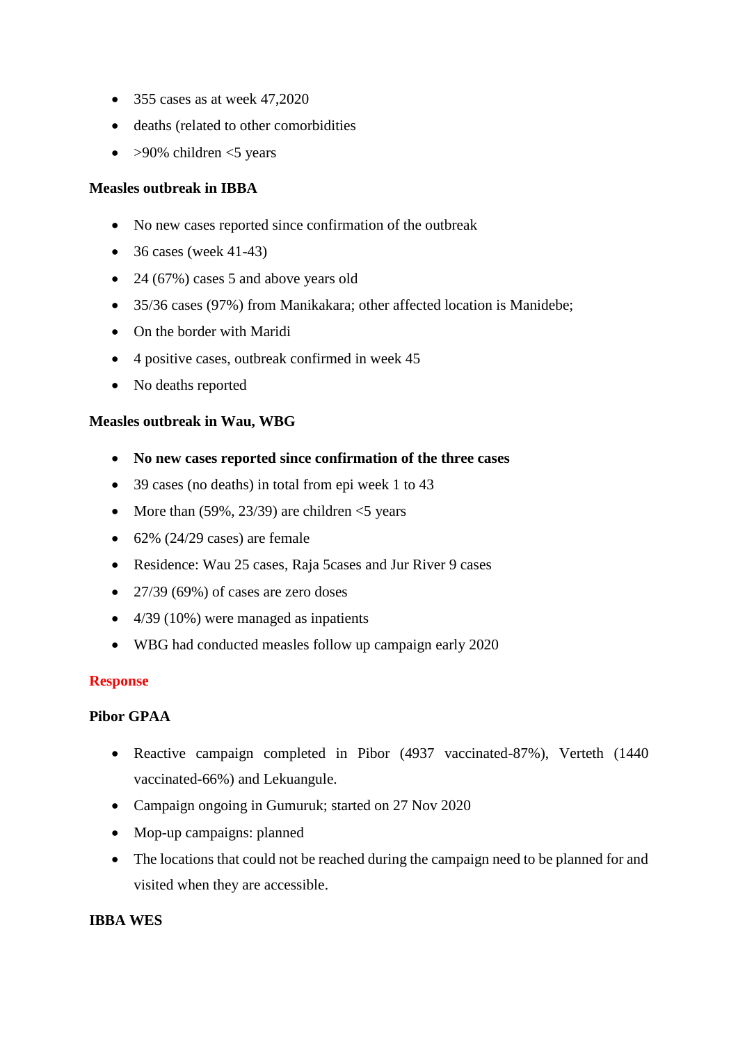- 355 cases as at week 47,2020
- deaths (related to other comorbidities
- >90% children <5 years

**Measles outbreak in IBBA**

- No new cases reported since confirmation of the outbreak
- 36 cases (week 41-43)
- 24 (67%) cases 5 and above years old
- 35/36 cases (97%) from Manikakara; other affected location is Manidebe;
- On the border with Maridi
- 4 positive cases, outbreak confirmed in week 45
- No deaths reported

**Measles outbreak in Wau, WBG**

- **No new cases reported since confirmation of the three cases**
- 39 cases (no deaths) in total from epi week 1 to 43
- More than (59%, 23/39) are children <5 years
- 62% (24/29 cases) are female
- Residence: Wau 25 cases, Raja 5cases and Jur River 9 cases
- 27/39 (69%) of cases are zero doses
- 4/39 (10%) were managed as inpatients
- WBG had conducted measles follow up campaign early 2020

**Response**

**Pibor GPAA**

- Reactive campaign completed in Pibor (4937 vaccinated-87%), Verteth (1440 vaccinated-66%) and Lekuangule.
- Campaign ongoing in Gumuruk; started on 27 Nov 2020
- Mop-up campaigns: planned
- The locations that could not be reached during the campaign need to be planned for and visited when they are accessible.

**IBBA WES**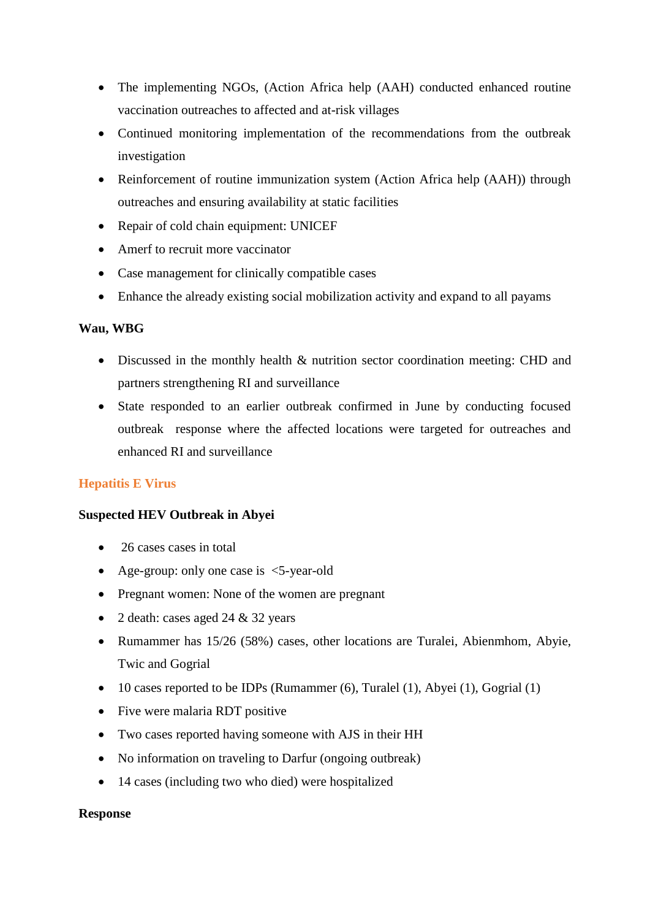- The implementing NGOs, (Action Africa help (AAH) conducted enhanced routine vaccination outreaches to affected and at-risk villages
- Continued monitoring implementation of the recommendations from the outbreak investigation
- Reinforcement of routine immunization system (Action Africa help (AAH)) through outreaches and ensuring availability at static facilities
- Repair of cold chain equipment: UNICEF
- Amerf to recruit more vaccinator
- Case management for clinically compatible cases
- Enhance the already existing social mobilization activity and expand to all payams

**Wau, WBG**

- Discussed in the monthly health & nutrition sector coordination meeting: CHD and partners strengthening RI and surveillance
- State responded to an earlier outbreak confirmed in June by conducting focused outbreak response where the affected locations were targeted for outreaches and enhanced RI and surveillance

## Hepatitis E Virus

**Suspected HEV Outbreak in Abyei**

- 26 cases cases in total
- Age-group: only one case is <5-year-old
- Pregnant women: None of the women are pregnant
- 2 death: cases aged 24 & 32 years
- Rumammer has 15/26 (58%) cases, other locations are Turalei, Abienmhom, Abyie, Twic and Gogrial
- 10 cases reported to be IDPs (Rumammer (6), Turalel (1), Abyei (1), Gogrial (1)
- Five were malaria RDT positive
- Two cases reported having someone with AJS in their HH
- No information on traveling to Darfur (ongoing outbreak)
- 14 cases (including two who died) were hospitalized

**Response**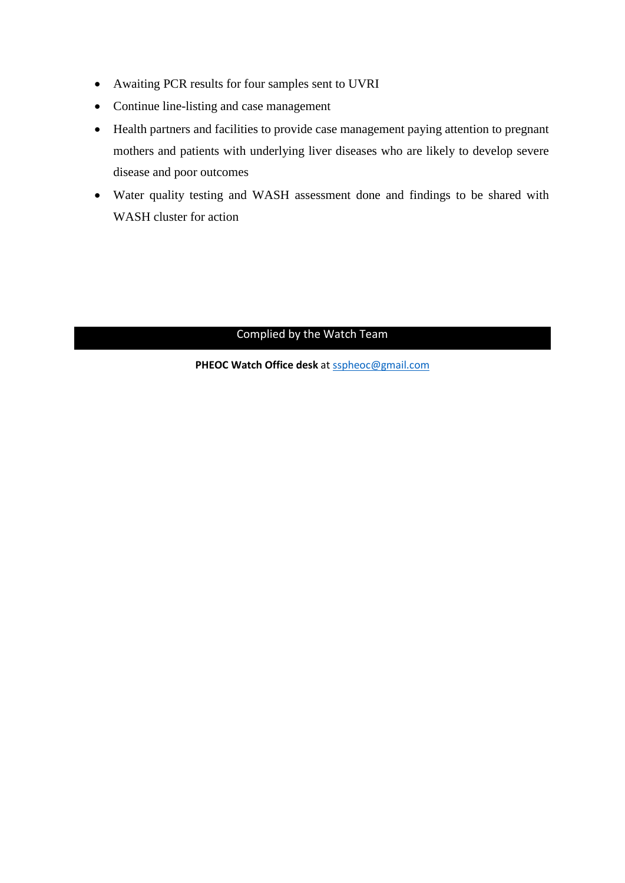- Awaiting PCR results for four samples sent to UVRI
- Continue line-listing and case management
- Health partners and facilities to provide case management paying attention to pregnant mothers and patients with underlying liver diseases who are likely to develop severe disease and poor outcomes
- Water quality testing and WASH assessment done and findings to be shared with WASH cluster for action

Complied by the Watch Team

**PHEOC Watch Office desk** at sspheoc@gmail.com